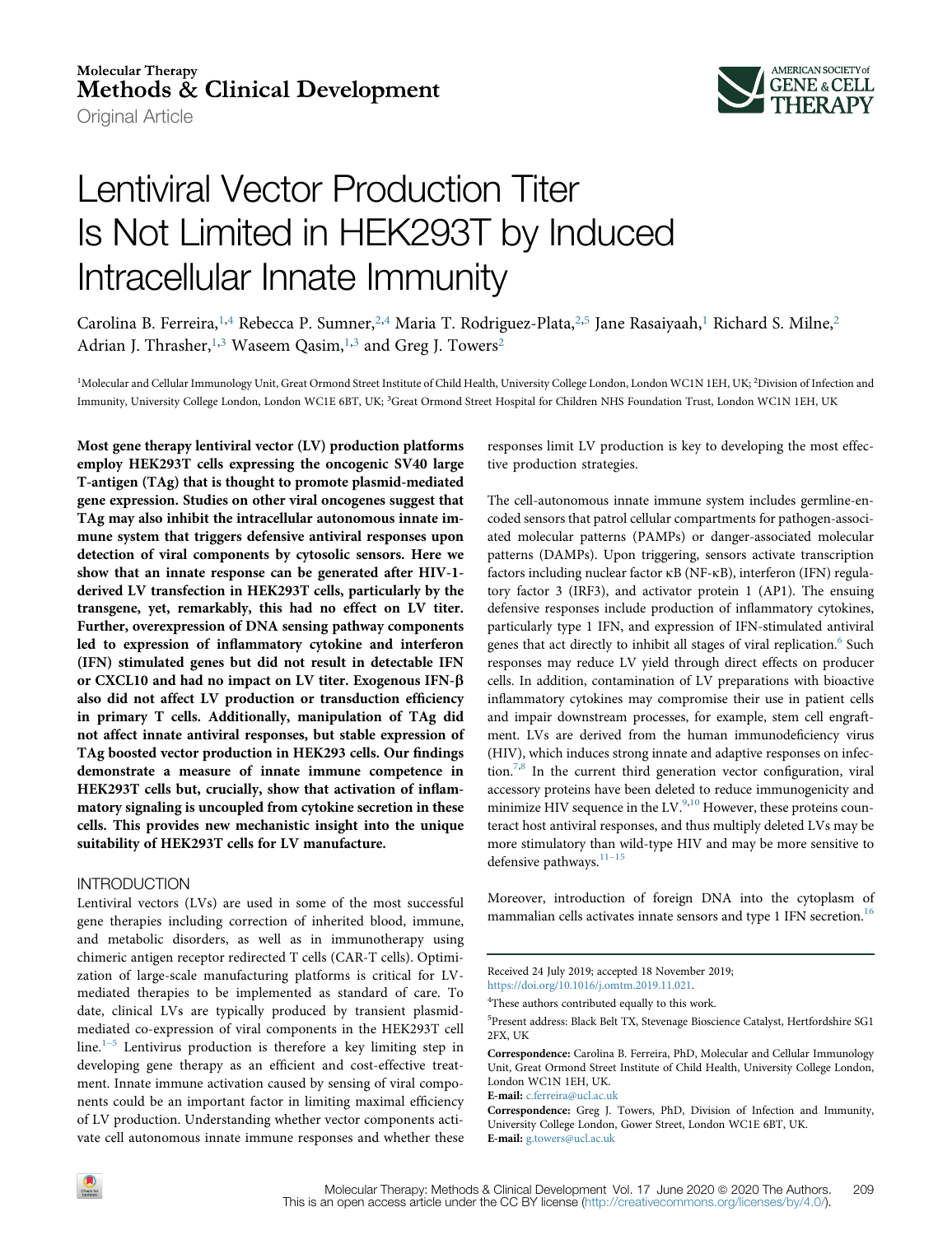Molecular Therapy
Methods & Clinical Development

Original Article

# Lentiviral Vector Production Titer Is Not Limited in HEK293T by Induced Intracellular Innate Immunity

Carolina B. Ferreira,[1,4] Rebecca P. Sumner,[2,4] Maria T. Rodriguez-Plata,[2,5] Jane Rasaiyaah,[1] Richard S. Milne,[2] Adrian J. Thrasher,[1,3] Waseem Qasim,[1,3] and Greg J. Towers[2]

[1]Molecular and Cellular Immunology Unit, Great Ormond Street Institute of Child Health, University College London, London WC1N 1EH, UK; [2]Division of Infection and Immunity, University College London, London WC1E 6BT, UK; [3]Great Ormond Street Hospital for Children NHS Foundation Trust, London WC1N 1EH, UK

**Most gene therapy lentiviral vector (LV) production platforms employ HEK293T cells expressing the oncogenic SV40 large T-antigen (TAg) that is thought to promote plasmid-mediated gene expression. Studies on other viral oncogenes suggest that TAg may also inhibit the intracellular autonomous innate immune system that triggers defensive antiviral responses upon detection of viral components by cytosolic sensors. Here we show that an innate response can be generated after HIV-1-derived LV transfection in HEK293T cells, particularly by the transgene, yet, remarkably, this had no effect on LV titer. Further, overexpression of DNA sensing pathway components led to expression of inflammatory cytokine and interferon (IFN) stimulated genes but did not result in detectable IFN or CXCL10 and had no impact on LV titer. Exogenous IFN-β also did not affect LV production or transduction efficiency in primary T cells. Additionally, manipulation of TAg did not affect innate antiviral responses, but stable expression of TAg boosted vector production in HEK293 cells. Our findings demonstrate a measure of innate immune competence in HEK293T cells but, crucially, show that activation of inflammatory signaling is uncoupled from cytokine secretion in these cells. This provides new mechanistic insight into the unique suitability of HEK293T cells for LV manufacture.**

## INTRODUCTION

Lentiviral vectors (LVs) are used in some of the most successful gene therapies including correction of inherited blood, immune, and metabolic disorders, as well as in immunotherapy using chimeric antigen receptor redirected T cells (CAR-T cells). Optimization of large-scale manufacturing platforms is critical for LV-mediated therapies to be implemented as standard of care. To date, clinical LVs are typically produced by transient plasmid-mediated co-expression of viral components in the HEK293T cell line.[1–5] Lentivirus production is therefore a key limiting step in developing gene therapy as an efficient and cost-effective treatment. Innate immune activation caused by sensing of viral components could be an important factor in limiting maximal efficiency of LV production. Understanding whether vector components activate cell autonomous innate immune responses and whether these responses limit LV production is key to developing the most effective production strategies.

The cell-autonomous innate immune system includes germline-encoded sensors that patrol cellular compartments for pathogen-associated molecular patterns (PAMPs) or danger-associated molecular patterns (DAMPs). Upon triggering, sensors activate transcription factors including nuclear factor κB (NF-κB), interferon (IFN) regulatory factor 3 (IRF3), and activator protein 1 (AP1). The ensuing defensive responses include production of inflammatory cytokines, particularly type 1 IFN, and expression of IFN-stimulated antiviral genes that act directly to inhibit all stages of viral replication.[6] Such responses may reduce LV yield through direct effects on producer cells. In addition, contamination of LV preparations with bioactive inflammatory cytokines may compromise their use in patient cells and impair downstream processes, for example, stem cell engraftment. LVs are derived from the human immunodeficiency virus (HIV), which induces strong innate and adaptive responses on infection.[7,8] In the current third generation vector configuration, viral accessory proteins have been deleted to reduce immunogenicity and minimize HIV sequence in the LV.[9,10] However, these proteins counteract host antiviral responses, and thus multiply deleted LVs may be more stimulatory than wild-type HIV and may be more sensitive to defensive pathways.[11–15]

Moreover, introduction of foreign DNA into the cytoplasm of mammalian cells activates innate sensors and type 1 IFN secretion.[16]

Received 24 July 2019; accepted 18 November 2019;
https://doi.org/10.1016/j.omtm.2019.11.021.

[4]These authors contributed equally to this work.

[5]Present address: Black Belt TX, Stevenage Bioscience Catalyst, Hertfordshire SG1 2FX, UK

**Correspondence:** Carolina B. Ferreira, PhD, Molecular and Cellular Immunology Unit, Great Ormond Street Institute of Child Health, University College London, London WC1N 1EH, UK.
**E-mail:** c.ferreira@ucl.ac.uk

**Correspondence:** Greg J. Towers, PhD, Division of Infection and Immunity, University College London, Gower Street, London WC1E 6BT, UK.
**E-mail:** g.towers@ucl.ac.uk

This is an open access article under the CC BY license (http://creativecommons.org/licenses/by/4.0/).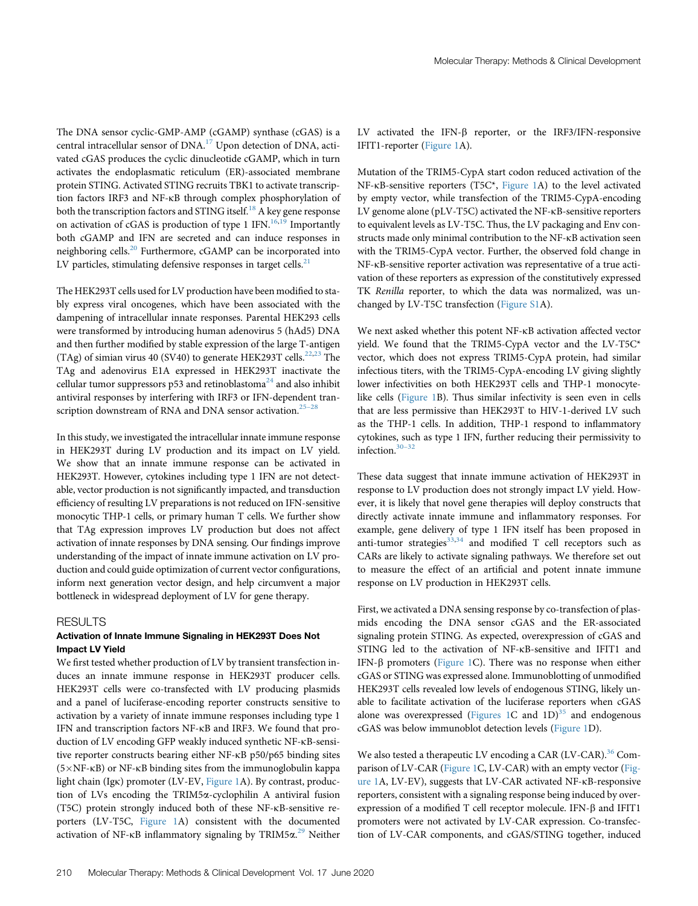The DNA sensor cyclic-GMP-AMP (cGAMP) synthase (cGAS) is a central intracellular sensor of DNA.[17] Upon detection of DNA, activated cGAS produces the cyclic dinucleotide cGAMP, which in turn activates the endoplasmatic reticulum (ER)-associated membrane protein STING. Activated STING recruits TBK1 to activate transcription factors IRF3 and NF-κB through complex phosphorylation of both the transcription factors and STING itself.[18] A key gene response on activation of cGAS is production of type 1 IFN.[16,19] Importantly both cGAMP and IFN are secreted and can induce responses in neighboring cells.[20] Furthermore, cGAMP can be incorporated into LV particles, stimulating defensive responses in target cells.[21]

The HEK293T cells used for LV production have been modified to stably express viral oncogenes, which have been associated with the dampening of intracellular innate responses. Parental HEK293 cells were transformed by introducing human adenovirus 5 (hAd5) DNA and then further modified by stable expression of the large T-antigen (TAg) of simian virus 40 (SV40) to generate HEK293T cells.[22,23] The TAg and adenovirus E1A expressed in HEK293T inactivate the cellular tumor suppressors p53 and retinoblastoma[24] and also inhibit antiviral responses by interfering with IRF3 or IFN-dependent transcription downstream of RNA and DNA sensor activation.[25–28]

In this study, we investigated the intracellular innate immune response in HEK293T during LV production and its impact on LV yield. We show that an innate immune response can be activated in HEK293T. However, cytokines including type 1 IFN are not detectable, vector production is not significantly impacted, and transduction efficiency of resulting LV preparations is not reduced on IFN-sensitive monocytic THP-1 cells, or primary human T cells. We further show that TAg expression improves LV production but does not affect activation of innate responses by DNA sensing. Our findings improve understanding of the impact of innate immune activation on LV production and could guide optimization of current vector configurations, inform next generation vector design, and help circumvent a major bottleneck in widespread deployment of LV for gene therapy.

## RESULTS

### Activation of Innate Immune Signaling in HEK293T Does Not Impact LV Yield

We first tested whether production of LV by transient transfection induces an innate immune response in HEK293T producer cells. HEK293T cells were co-transfected with LV producing plasmids and a panel of luciferase-encoding reporter constructs sensitive to activation by a variety of innate immune responses including type 1 IFN and transcription factors NF-κB and IRF3. We found that production of LV encoding GFP weakly induced synthetic NF-κB-sensitive reporter constructs bearing either NF-κB p50/p65 binding sites (5×NF-κB) or NF-κB binding sites from the immunoglobulin kappa light chain (Igκ) promoter (LV-EV, Figure 1A). By contrast, production of LVs encoding the TRIM5α-cyclophilin A antiviral fusion (T5C) protein strongly induced both of these NF-κB-sensitive reporters (LV-T5C, Figure 1A) consistent with the documented activation of NF-κB inflammatory signaling by TRIM5α.[29] Neither LV activated the IFN-β reporter, or the IRF3/IFN-responsive IFIT1-reporter (Figure 1A).

Mutation of the TRIM5-CypA start codon reduced activation of the NF-κB-sensitive reporters (T5C*, Figure 1A) to the level activated by empty vector, while transfection of the TRIM5-CypA-encoding LV genome alone (pLV-T5C) activated the NF-κB-sensitive reporters to equivalent levels as LV-T5C. Thus, the LV packaging and Env constructs made only minimal contribution to the NF-κB activation seen with the TRIM5-CypA vector. Further, the observed fold change in NF-κB-sensitive reporter activation was representative of a true activation of these reporters as expression of the constitutively expressed TK *Renilla* reporter, to which the data was normalized, was unchanged by LV-T5C transfection (Figure S1A).

We next asked whether this potent NF-κB activation affected vector yield. We found that the TRIM5-CypA vector and the LV-T5C* vector, which does not express TRIM5-CypA protein, had similar infectious titers, with the TRIM5-CypA-encoding LV giving slightly lower infectivities on both HEK293T cells and THP-1 monocyte-like cells (Figure 1B). Thus similar infectivity is seen even in cells that are less permissive than HEK293T to HIV-1-derived LV such as the THP-1 cells. In addition, THP-1 respond to inflammatory cytokines, such as type 1 IFN, further reducing their permissivity to infection.[30–32]

These data suggest that innate immune activation of HEK293T in response to LV production does not strongly impact LV yield. However, it is likely that novel gene therapies will deploy constructs that directly activate innate immune and inflammatory responses. For example, gene delivery of type 1 IFN itself has been proposed in anti-tumor strategies[33,34] and modified T cell receptors such as CARs are likely to activate signaling pathways. We therefore set out to measure the effect of an artificial and potent innate immune response on LV production in HEK293T cells.

First, we activated a DNA sensing response by co-transfection of plasmids encoding the DNA sensor cGAS and the ER-associated signaling protein STING. As expected, overexpression of cGAS and STING led to the activation of NF-κB-sensitive and IFIT1 and IFN-β promoters (Figure 1C). There was no response when either cGAS or STING was expressed alone. Immunoblotting of unmodified HEK293T cells revealed low levels of endogenous STING, likely unable to facilitate activation of the luciferase reporters when cGAS alone was overexpressed (Figures 1C and 1D)[35] and endogenous cGAS was below immunoblot detection levels (Figure 1D).

We also tested a therapeutic LV encoding a CAR (LV-CAR).[36] Comparison of LV-CAR (Figure 1C, LV-CAR) with an empty vector (Figure 1A, LV-EV), suggests that LV-CAR activated NF-κB-responsive reporters, consistent with a signaling response being induced by overexpression of a modified T cell receptor molecule. IFN-β and IFIT1 promoters were not activated by LV-CAR expression. Co-transfection of LV-CAR components, and cGAS/STING together, induced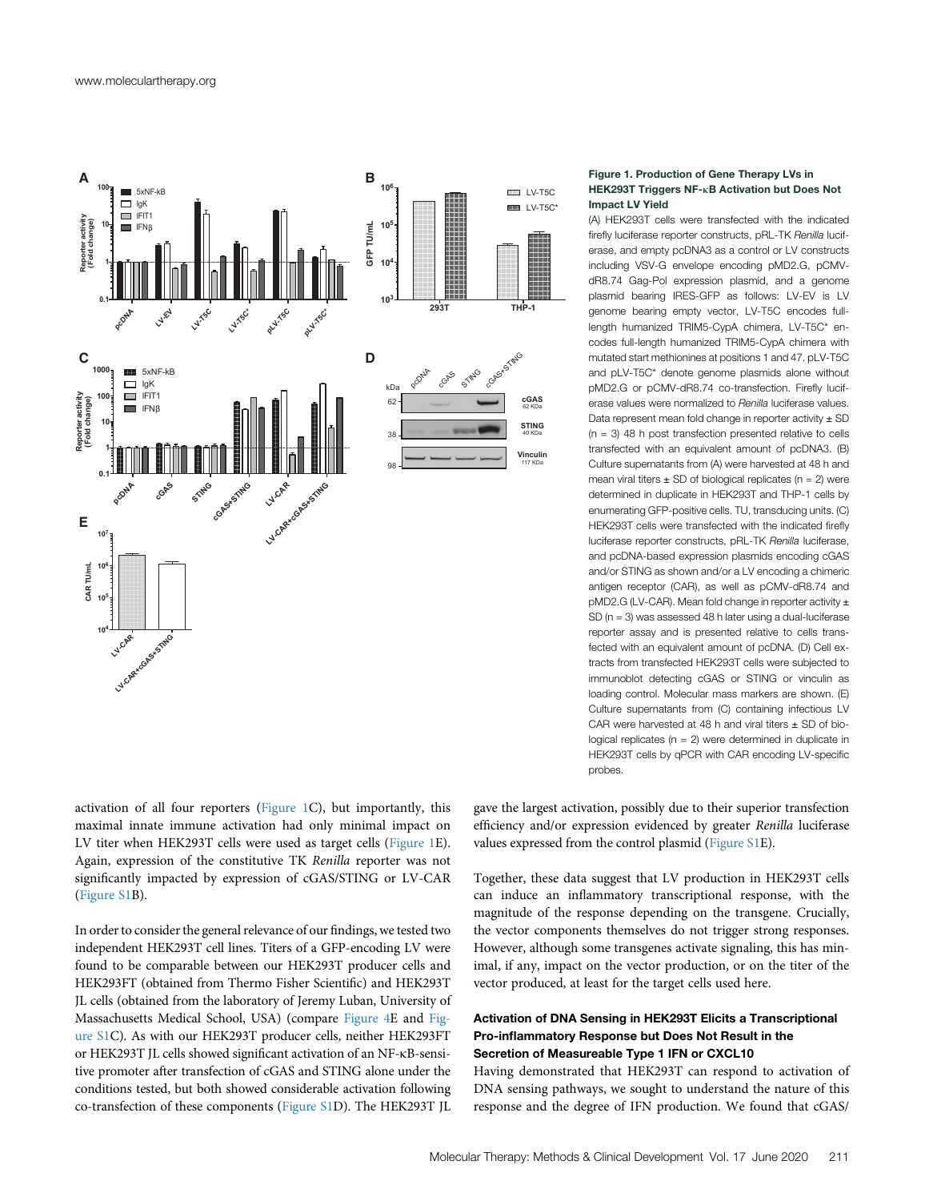**Figure 1. Production of Gene Therapy LVs in HEK293T Triggers NF-κB Activation but Does Not Impact LV Yield**

(A) HEK293T cells were transfected with the indicated firefly luciferase reporter constructs, pRL-TK *Renilla* luciferase, and empty pcDNA3 as a control or LV constructs including VSV-G envelope encoding pMD2.G, pCMV-dR8.74 Gag-Pol expression plasmid, and a genome plasmid bearing IRES-GFP as follows: LV-EV is LV genome bearing empty vector, LV-T5C encodes full-length humanized TRIM5-CypA chimera, LV-T5C* encodes full-length humanized TRIM5-CypA chimera with mutated start methionines at positions 1 and 47. pLV-T5C and pLV-T5C* denote genome plasmids alone without pMD2.G or pCMV-dR8.74 co-transfection. Firefly luciferase values were normalized to *Renilla* luciferase values. Data represent mean fold change in reporter activity ± SD (n = 3) 48 h post transfection presented relative to cells transfected with an equivalent amount of pcDNA3. (B) Culture supernatants from (A) were harvested at 48 h and mean viral titers ± SD of biological replicates (n = 2) were determined in duplicate in HEK293T and THP-1 cells by enumerating GFP-positive cells. TU, transducing units. (C) HEK293T cells were transfected with the indicated firefly luciferase reporter constructs, pRL-TK *Renilla* luciferase, and pcDNA-based expression plasmids encoding cGAS and/or STING as shown and/or a LV encoding a chimeric antigen receptor (CAR), as well as pCMV-dR8.74 and pMD2.G (LV-CAR). Mean fold change in reporter activity ± SD (n = 3) was assessed 48 h later using a dual-luciferase reporter assay and is presented relative to cells transfected with an equivalent amount of pcDNA. (D) Cell extracts from transfected HEK293T cells were subjected to immunoblot detecting cGAS or STING or vinculin as loading control. Molecular mass markers are shown. (E) Culture supernatants from (C) containing infectious LV CAR were harvested at 48 h and viral titers ± SD of biological replicates (n = 2) were determined in duplicate in HEK293T cells by qPCR with CAR encoding LV-specific probes.

activation of all four reporters (Figure 1C), but importantly, this maximal innate immune activation had only minimal impact on LV titer when HEK293T cells were used as target cells (Figure 1E). Again, expression of the constitutive TK *Renilla* reporter was not significantly impacted by expression of cGAS/STING or LV-CAR (Figure S1B).

In order to consider the general relevance of our findings, we tested two independent HEK293T cell lines. Titers of a GFP-encoding LV were found to be comparable between our HEK293T producer cells and HEK293FT (obtained from Thermo Fisher Scientific) and HEK293T JL cells (obtained from the laboratory of Jeremy Luban, University of Massachusetts Medical School, USA) (compare Figure 4E and Figure S1C). As with our HEK293T producer cells, neither HEK293FT or HEK293T JL cells showed significant activation of an NF-κB-sensitive promoter after transfection of cGAS and STING alone under the conditions tested, but both showed considerable activation following co-transfection of these components (Figure S1D). The HEK293T JL gave the largest activation, possibly due to their superior transfection efficiency and/or expression evidenced by greater *Renilla* luciferase values expressed from the control plasmid (Figure S1E).

Together, these data suggest that LV production in HEK293T cells can induce an inflammatory transcriptional response, with the magnitude of the response depending on the transgene. Crucially, the vector components themselves do not trigger strong responses. However, although some transgenes activate signaling, this has minimal, if any, impact on the vector production, or on the titer of the vector produced, at least for the target cells used here.

### Activation of DNA Sensing in HEK293T Elicits a Transcriptional Pro-inflammatory Response but Does Not Result in the Secretion of Measureable Type 1 IFN or CXCL10

Having demonstrated that HEK293T can respond to activation of DNA sensing pathways, we sought to understand the nature of this response and the degree of IFN production. We found that cGAS/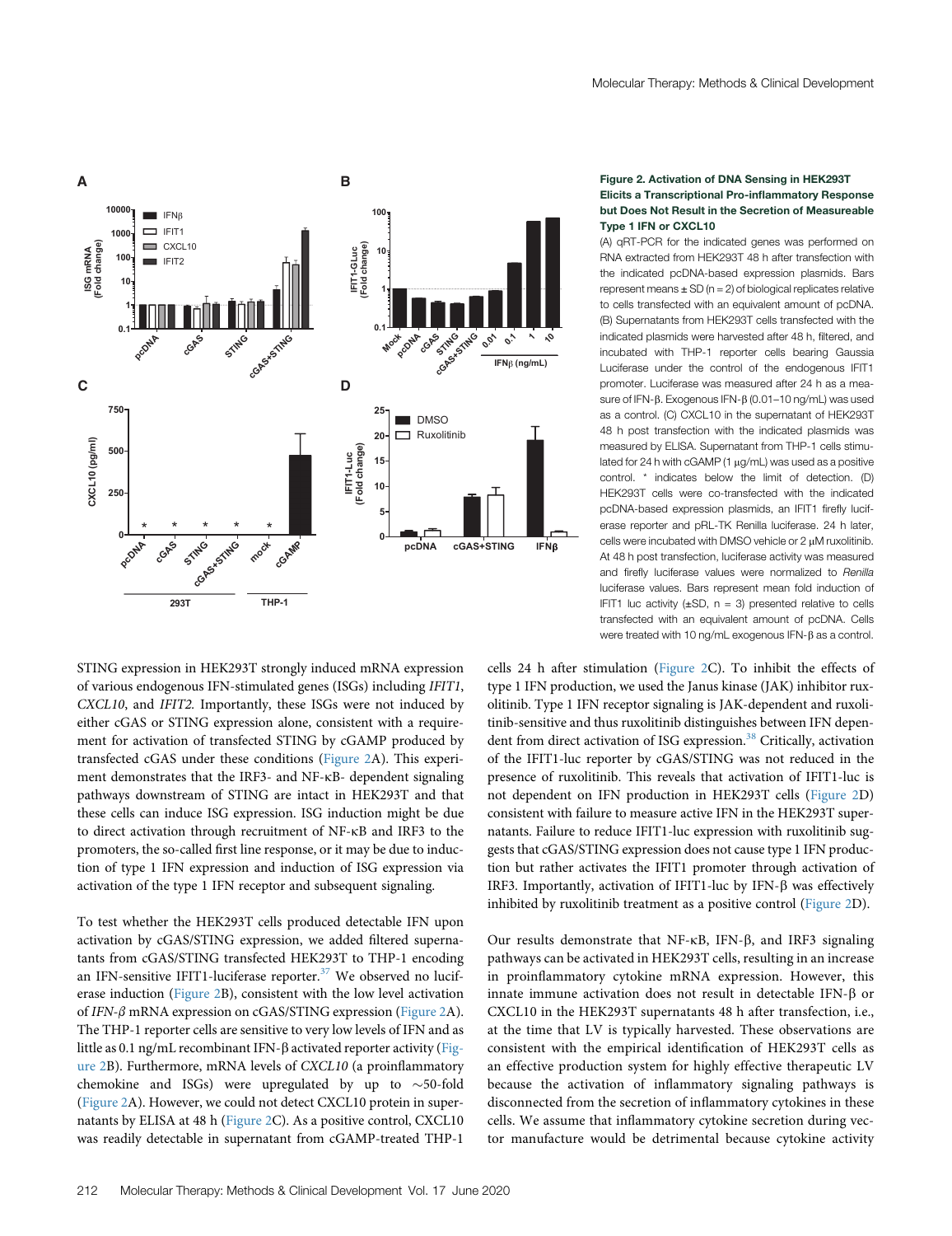**Figure 2. Activation of DNA Sensing in HEK293T Elicits a Transcriptional Pro-inflammatory Response but Does Not Result in the Secretion of Measureable Type 1 IFN or CXCL10**

(A) qRT-PCR for the indicated genes was performed on RNA extracted from HEK293T 48 h after transfection with the indicated pcDNA-based expression plasmids. Bars represent means ± SD (n = 2) of biological replicates relative to cells transfected with an equivalent amount of pcDNA. (B) Supernatants from HEK293T cells transfected with the indicated plasmids were harvested after 48 h, filtered, and incubated with THP-1 reporter cells bearing Gaussia Luciferase under the control of the endogenous IFIT1 promoter. Luciferase was measured after 24 h as a measure of IFN-β. Exogenous IFN-β (0.01–10 ng/mL) was used as a control. (C) CXCL10 in the supernatant of HEK293T 48 h post transfection with the indicated plasmids was measured by ELISA. Supernatant from THP-1 cells stimulated for 24 h with cGAMP (1 μg/mL) was used as a positive control. * indicates below the limit of detection. (D) HEK293T cells were co-transfected with the indicated pcDNA-based expression plasmids, an IFIT1 firefly luciferase reporter and pRL-TK Renilla luciferase. 24 h later, cells were incubated with DMSO vehicle or 2 μM ruxolitinib. At 48 h post transfection, luciferase activity was measured and firefly luciferase values were normalized to *Renilla* luciferase values. Bars represent mean fold induction of IFIT1 luc activity (±SD, n = 3) presented relative to cells transfected with an equivalent amount of pcDNA. Cells were treated with 10 ng/mL exogenous IFN-β as a control.

STING expression in HEK293T strongly induced mRNA expression of various endogenous IFN-stimulated genes (ISGs) including *IFIT1*, *CXCL10*, and *IFIT2.* Importantly, these ISGs were not induced by either cGAS or STING expression alone, consistent with a requirement for activation of transfected STING by cGAMP produced by transfected cGAS under these conditions (Figure 2A). This experiment demonstrates that the IRF3- and NF-κB- dependent signaling pathways downstream of STING are intact in HEK293T and that these cells can induce ISG expression. ISG induction might be due to direct activation through recruitment of NF-κB and IRF3 to the promoters, the so-called first line response, or it may be due to induction of type 1 IFN expression and induction of ISG expression via activation of the type 1 IFN receptor and subsequent signaling.

To test whether the HEK293T cells produced detectable IFN upon activation by cGAS/STING expression, we added filtered supernatants from cGAS/STING transfected HEK293T to THP-1 encoding an IFN-sensitive IFIT1-luciferase reporter.[37] We observed no luciferase induction (Figure 2B), consistent with the low level activation of *IFN-β* mRNA expression on cGAS/STING expression (Figure 2A). The THP-1 reporter cells are sensitive to very low levels of IFN and as little as 0.1 ng/mL recombinant IFN-β activated reporter activity (Figure 2B). Furthermore, mRNA levels of *CXCL10* (a proinflammatory chemokine and ISGs) were upregulated by up to ∼50-fold (Figure 2A). However, we could not detect CXCL10 protein in supernatants by ELISA at 48 h (Figure 2C). As a positive control, CXCL10 was readily detectable in supernatant from cGAMP-treated THP-1 cells 24 h after stimulation (Figure 2C). To inhibit the effects of type 1 IFN production, we used the Janus kinase (JAK) inhibitor ruxolitinib. Type 1 IFN receptor signaling is JAK-dependent and ruxolitinib-sensitive and thus ruxolitinib distinguishes between IFN dependent from direct activation of ISG expression.[38] Critically, activation of the IFIT1-luc reporter by cGAS/STING was not reduced in the presence of ruxolitinib. This reveals that activation of IFIT1-luc is not dependent on IFN production in HEK293T cells (Figure 2D) consistent with failure to measure active IFN in the HEK293T supernatants. Failure to reduce IFIT1-luc expression with ruxolitinib suggests that cGAS/STING expression does not cause type 1 IFN production but rather activates the IFIT1 promoter through activation of IRF3. Importantly, activation of IFIT1-luc by IFN-β was effectively inhibited by ruxolitinib treatment as a positive control (Figure 2D).

Our results demonstrate that NF-κB, IFN-β, and IRF3 signaling pathways can be activated in HEK293T cells, resulting in an increase in proinflammatory cytokine mRNA expression. However, this innate immune activation does not result in detectable IFN-β or CXCL10 in the HEK293T supernatants 48 h after transfection, i.e., at the time that LV is typically harvested. These observations are consistent with the empirical identification of HEK293T cells as an effective production system for highly effective therapeutic LV because the activation of inflammatory signaling pathways is disconnected from the secretion of inflammatory cytokines in these cells. We assume that inflammatory cytokine secretion during vector manufacture would be detrimental because cytokine activity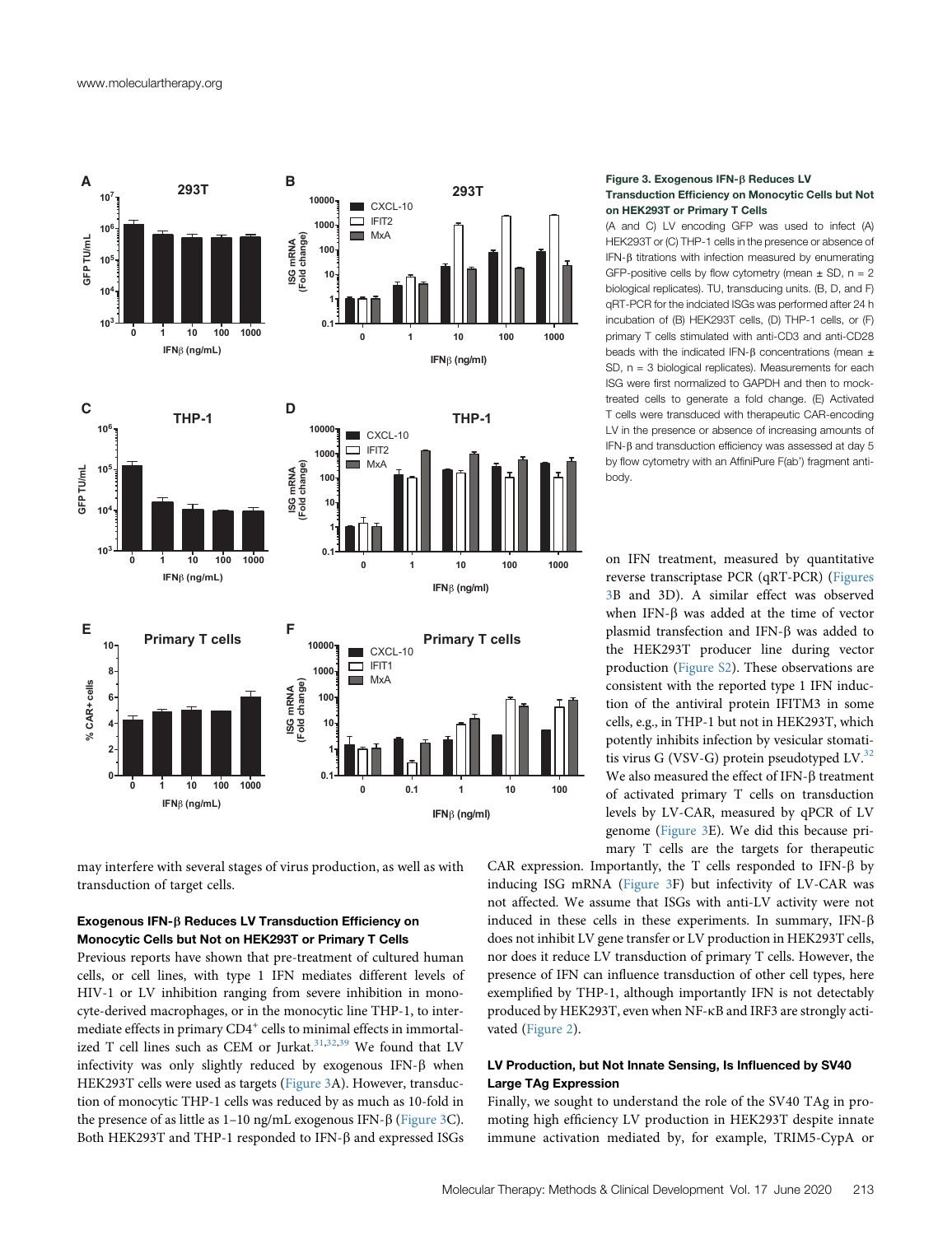**Figure 3. Exogenous IFN-β Reduces LV Transduction Efficiency on Monocytic Cells but Not on HEK293T or Primary T Cells**

(A and C) LV encoding GFP was used to infect (A) HEK293T or (C) THP-1 cells in the presence or absence of IFN-β titrations with infection measured by enumerating GFP-positive cells by flow cytometry (mean ± SD, n = 2 biological replicates). TU, transducing units. (B, D, and F) qRT-PCR for the indciated ISGs was performed after 24 h incubation of (B) HEK293T cells, (D) THP-1 cells, or (F) primary T cells stimulated with anti-CD3 and anti-CD28 beads with the indicated IFN-β concentrations (mean ± SD, n = 3 biological replicates). Measurements for each ISG were first normalized to GAPDH and then to mock-treated cells to generate a fold change. (E) Activated T cells were transduced with therapeutic CAR-encoding LV in the presence or absence of increasing amounts of IFN-β and transduction efficiency was assessed at day 5 by flow cytometry with an AffiniPure F(ab') fragment antibody.

may interfere with several stages of virus production, as well as with transduction of target cells.

### Exogenous IFN-β Reduces LV Transduction Efficiency on Monocytic Cells but Not on HEK293T or Primary T Cells

Previous reports have shown that pre-treatment of cultured human cells, or cell lines, with type 1 IFN mediates different levels of HIV-1 or LV inhibition ranging from severe inhibition in monocyte-derived macrophages, or in the monocytic line THP-1, to intermediate effects in primary $CD4^+$ cells to minimal effects in immortalized T cell lines such as CEM or Jurkat.[31,32,39] We found that LV infectivity was only slightly reduced by exogenous IFN-β when HEK293T cells were used as targets (Figure 3A). However, transduction of monocytic THP-1 cells was reduced by as much as 10-fold in the presence of as little as 1–10 ng/mL exogenous IFN-β (Figure 3C). Both HEK293T and THP-1 responded to IFN-β and expressed ISGs on IFN treatment, measured by quantitative reverse transcriptase PCR (qRT-PCR) (Figures 3B and 3D). A similar effect was observed when IFN-β was added at the time of vector plasmid transfection and IFN-β was added to the HEK293T producer line during vector production (Figure S2). These observations are consistent with the reported type 1 IFN induction of the antiviral protein IFITM3 in some cells, e.g., in THP-1 but not in HEK293T, which potently inhibits infection by vesicular stomatitis virus G (VSV-G) protein pseudotyped LV.[32] We also measured the effect of IFN-β treatment of activated primary T cells on transduction levels by LV-CAR, measured by qPCR of LV genome (Figure 3E). We did this because primary T cells are the targets for therapeutic CAR expression. Importantly, the T cells responded to IFN-β by inducing ISG mRNA (Figure 3F) but infectivity of LV-CAR was not affected. We assume that ISGs with anti-LV activity were not induced in these cells in these experiments. In summary, IFN-β does not inhibit LV gene transfer or LV production in HEK293T cells, nor does it reduce LV transduction of primary T cells. However, the presence of IFN can influence transduction of other cell types, here exemplified by THP-1, although importantly IFN is not detectably produced by HEK293T, even when NF-κB and IRF3 are strongly activated (Figure 2).

### LV Production, but Not Innate Sensing, Is Influenced by SV40 Large TAg Expression

Finally, we sought to understand the role of the SV40 TAg in promoting high efficiency LV production in HEK293T despite innate immune activation mediated by, for example, TRIM5-CypA or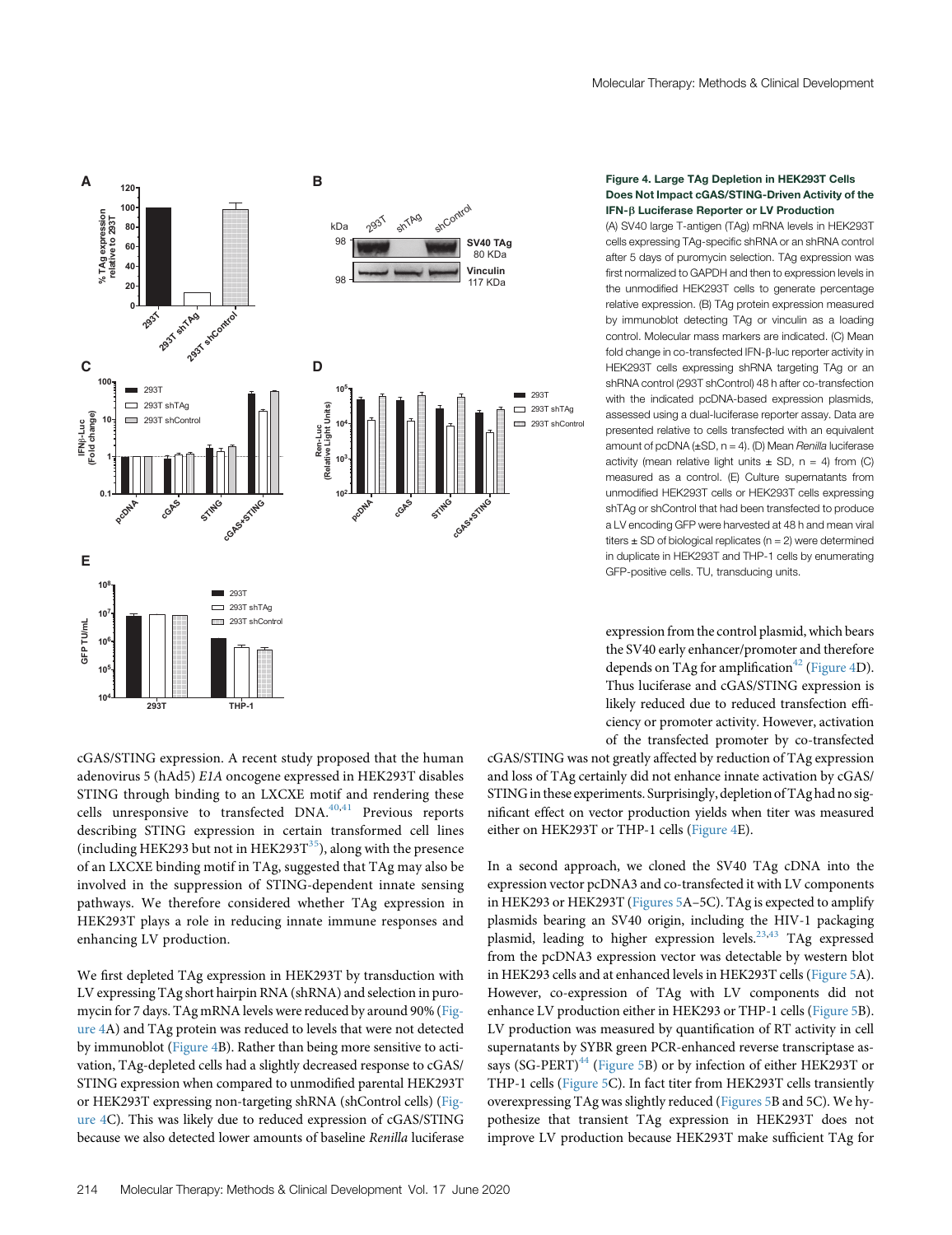**Figure 4. Large TAg Depletion in HEK293T Cells Does Not Impact cGAS/STING-Driven Activity of the IFN-β Luciferase Reporter or LV Production**

(A) SV40 large T-antigen (TAg) mRNA levels in HEK293T cells expressing TAg-specific shRNA or an shRNA control after 5 days of puromycin selection. TAg expression was first normalized to GAPDH and then to expression levels in the unmodified HEK293T cells to generate percentage relative expression. (B) TAg protein expression measured by immunoblot detecting TAg or vinculin as a loading control. Molecular mass markers are indicated. (C) Mean fold change in co-transfected IFN-β-luc reporter activity in HEK293T cells expressing shRNA targeting TAg or an shRNA control (293T shControl) 48 h after co-transfection with the indicated pcDNA-based expression plasmids, assessed using a dual-luciferase reporter assay. Data are presented relative to cells transfected with an equivalent amount of pcDNA (±SD, n = 4). (D) Mean *Renilla* luciferase activity (mean relative light units ± SD, n = 4) from (C) measured as a control. (E) Culture supernatants from unmodified HEK293T cells or HEK293T cells expressing shTAg or shControl that had been transfected to produce a LV encoding GFP were harvested at 48 h and mean viral titers ± SD of biological replicates (n = 2) were determined in duplicate in HEK293T and THP-1 cells by enumerating GFP-positive cells. TU, transducing units.

cGAS/STING expression. A recent study proposed that the human adenovirus 5 (hAd5) *E1A* oncogene expressed in HEK293T disables STING through binding to an LXCXE motif and rendering these cells unresponsive to transfected DNA.[40,41] Previous reports describing STING expression in certain transformed cell lines (including HEK293 but not in HEK293T[35]), along with the presence of an LXCXE binding motif in TAg, suggested that TAg may also be involved in the suppression of STING-dependent innate sensing pathways. We therefore considered whether TAg expression in HEK293T plays a role in reducing innate immune responses and enhancing LV production.

We first depleted TAg expression in HEK293T by transduction with LV expressing TAg short hairpin RNA (shRNA) and selection in puromycin for 7 days. TAg mRNA levels were reduced by around 90% (Figure 4A) and TAg protein was reduced to levels that were not detected by immunoblot (Figure 4B). Rather than being more sensitive to activation, TAg-depleted cells had a slightly decreased response to cGAS/STING expression when compared to unmodified parental HEK293T or HEK293T expressing non-targeting shRNA (shControl cells) (Figure 4C). This was likely due to reduced expression of cGAS/STING because we also detected lower amounts of baseline *Renilla* luciferase expression from the control plasmid, which bears the SV40 early enhancer/promoter and therefore depends on TAg for amplification[42] (Figure 4D). Thus luciferase and cGAS/STING expression is likely reduced due to reduced transfection efficiency or promoter activity. However, activation of the transfected promoter by co-transfected cGAS/STING was not greatly affected by reduction of TAg expression and loss of TAg certainly did not enhance innate activation by cGAS/STING in these experiments. Surprisingly, depletion of TAg had no significant effect on vector production yields when titer was measured either on HEK293T or THP-1 cells (Figure 4E).

In a second approach, we cloned the SV40 TAg cDNA into the expression vector pcDNA3 and co-transfected it with LV components in HEK293 or HEK293T (Figures 5A–5C). TAg is expected to amplify plasmids bearing an SV40 origin, including the HIV-1 packaging plasmid, leading to higher expression levels.[23,43] TAg expressed from the pcDNA3 expression vector was detectable by western blot in HEK293 cells and at enhanced levels in HEK293T cells (Figure 5A). However, co-expression of TAg with LV components did not enhance LV production either in HEK293 or THP-1 cells (Figure 5B). LV production was measured by quantification of RT activity in cell supernatants by SYBR green PCR-enhanced reverse transcriptase assays (SG-PERT)[44] (Figure 5B) or by infection of either HEK293T or THP-1 cells (Figure 5C). In fact titer from HEK293T cells transiently overexpressing TAg was slightly reduced (Figures 5B and 5C). We hypothesize that transient TAg expression in HEK293T does not improve LV production because HEK293T make sufficient TAg for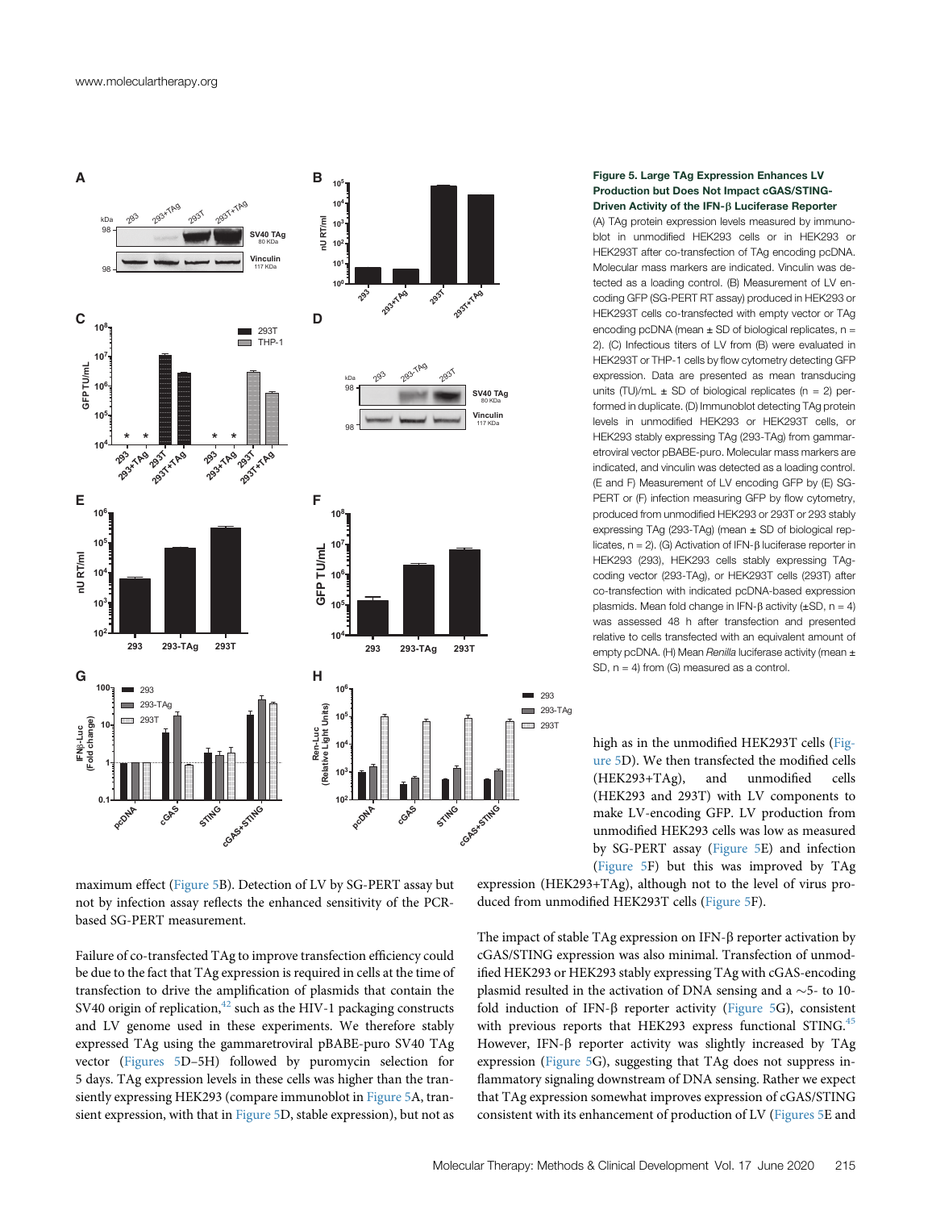**Figure 5. Large TAg Expression Enhances LV Production but Does Not Impact cGAS/STING-Driven Activity of the IFN-β Luciferase Reporter**

(A) TAg protein expression levels measured by immunoblot in unmodified HEK293 cells or in HEK293 or HEK293T after co-transfection of TAg encoding pcDNA. Molecular mass markers are indicated. Vinculin was detected as a loading control. (B) Measurement of LV encoding GFP (SG-PERT RT assay) produced in HEK293 or HEK293T cells co-transfected with empty vector or TAg encoding pcDNA (mean ± SD of biological replicates, n = 2). (C) Infectious titers of LV from (B) were evaluated in HEK293T or THP-1 cells by flow cytometry detecting GFP expression. Data are presented as mean transducing units (TU)/mL ± SD of biological replicates (n = 2) performed in duplicate. (D) Immunoblot detecting TAg protein levels in unmodified HEK293 or HEK293T cells, or HEK293 stably expressing TAg (293-TAg) from gammaretroviral vector pBABE-puro. Molecular mass markers are indicated, and vinculin was detected as a loading control. (E and F) Measurement of LV encoding GFP by (E) SG-PERT or (F) infection measuring GFP by flow cytometry, produced from unmodified HEK293 or 293T or 293 stably expressing TAg (293-TAg) (mean ± SD of biological replicates, n = 2). (G) Activation of IFN-β luciferase reporter in HEK293 (293), HEK293 cells stably expressing TAg-coding vector (293-TAg), or HEK293T cells (293T) after co-transfection with indicated pcDNA-based expression plasmids. Mean fold change in IFN-β activity (±SD, n = 4) was assessed 48 h after transfection and presented relative to cells transfected with an equivalent amount of empty pcDNA. (H) Mean *Renilla* luciferase activity (mean ± SD, n = 4) from (G) measured as a control.

maximum effect (Figure 5B). Detection of LV by SG-PERT assay but not by infection assay reflects the enhanced sensitivity of the PCR-based SG-PERT measurement.

Failure of co-transfected TAg to improve transfection efficiency could be due to the fact that TAg expression is required in cells at the time of transfection to drive the amplification of plasmids that contain the SV40 origin of replication,[42] such as the HIV-1 packaging constructs and LV genome used in these experiments. We therefore stably expressed TAg using the gammaretroviral pBABE-puro SV40 TAg vector (Figures 5D–5H) followed by puromycin selection for 5 days. TAg expression levels in these cells was higher than the transiently expressing HEK293 (compare immunoblot in Figure 5A, transient expression, with that in Figure 5D, stable expression), but not as high as in the unmodified HEK293T cells (Figure 5D). We then transfected the modified cells (HEK293+TAg), and unmodified cells (HEK293 and 293T) with LV components to make LV-encoding GFP. LV production from unmodified HEK293 cells was low as measured by SG-PERT assay (Figure 5E) and infection (Figure 5F) but this was improved by TAg expression (HEK293+TAg), although not to the level of virus produced from unmodified HEK293T cells (Figure 5F).

The impact of stable TAg expression on IFN-β reporter activation by cGAS/STING expression was also minimal. Transfection of unmodified HEK293 or HEK293 stably expressing TAg with cGAS-encoding plasmid resulted in the activation of DNA sensing and a ∼5- to 10-fold induction of IFN-β reporter activity (Figure 5G), consistent with previous reports that HEK293 express functional STING.[45] However, IFN-β reporter activity was slightly increased by TAg expression (Figure 5G), suggesting that TAg does not suppress inflammatory signaling downstream of DNA sensing. Rather we expect that TAg expression somewhat improves expression of cGAS/STING consistent with its enhancement of production of LV (Figures 5E and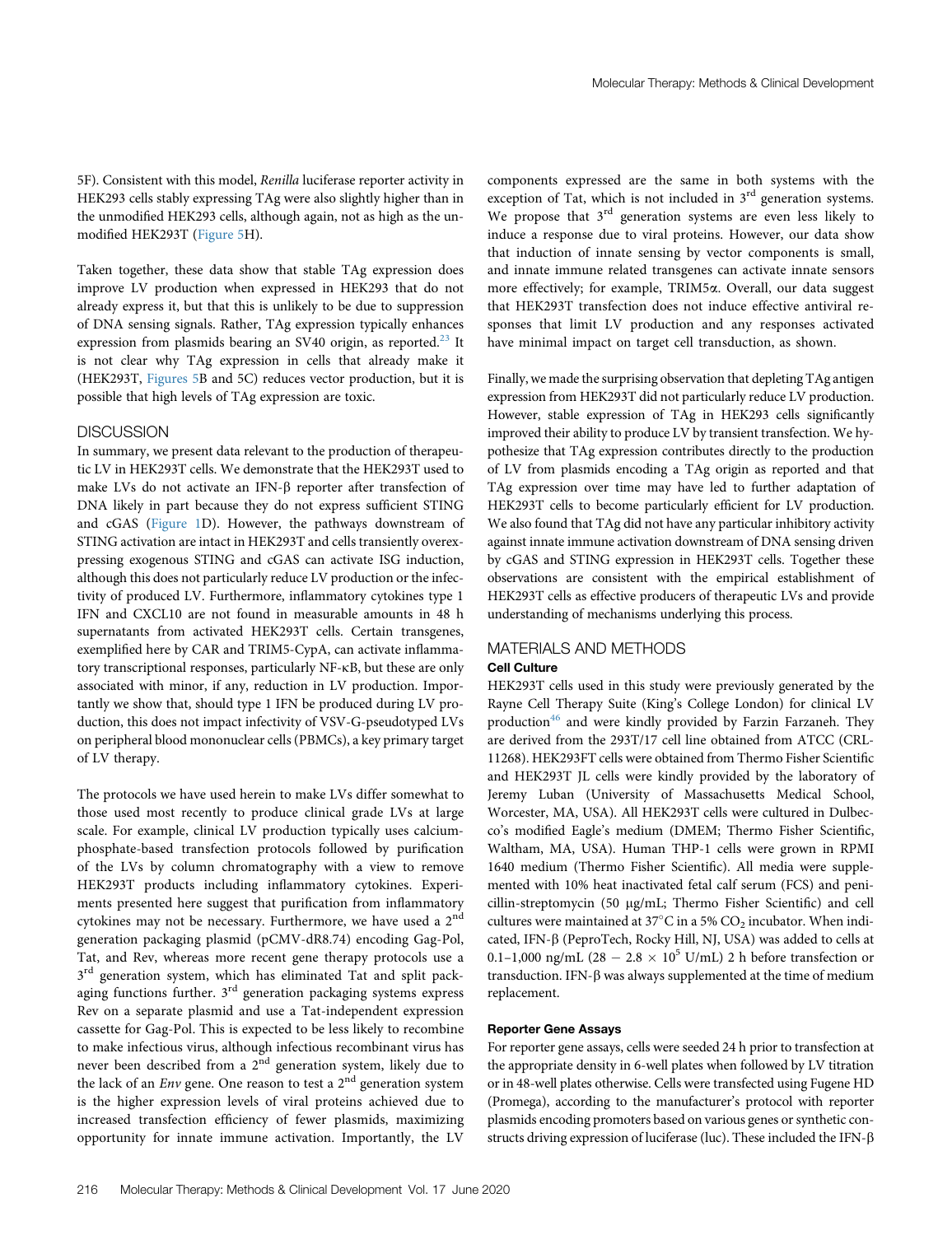5F). Consistent with this model, *Renilla* luciferase reporter activity in HEK293 cells stably expressing TAg were also slightly higher than in the unmodified HEK293 cells, although again, not as high as the unmodified HEK293T (Figure 5H).

Taken together, these data show that stable TAg expression does improve LV production when expressed in HEK293 that do not already express it, but that this is unlikely to be due to suppression of DNA sensing signals. Rather, TAg expression typically enhances expression from plasmids bearing an SV40 origin, as reported.[23] It is not clear why TAg expression in cells that already make it (HEK293T, Figures 5B and 5C) reduces vector production, but it is possible that high levels of TAg expression are toxic.

## DISCUSSION

In summary, we present data relevant to the production of therapeutic LV in HEK293T cells. We demonstrate that the HEK293T used to make LVs do not activate an IFN-β reporter after transfection of DNA likely in part because they do not express sufficient STING and cGAS (Figure 1D). However, the pathways downstream of STING activation are intact in HEK293T and cells transiently overexpressing exogenous STING and cGAS can activate ISG induction, although this does not particularly reduce LV production or the infectivity of produced LV. Furthermore, inflammatory cytokines type 1 IFN and CXCL10 are not found in measurable amounts in 48 h supernatants from activated HEK293T cells. Certain transgenes, exemplified here by CAR and TRIM5-CypA, can activate inflammatory transcriptional responses, particularly NF-κB, but these are only associated with minor, if any, reduction in LV production. Importantly we show that, should type 1 IFN be produced during LV production, this does not impact infectivity of VSV-G-pseudotyped LVs on peripheral blood mononuclear cells (PBMCs), a key primary target of LV therapy.

The protocols we have used herein to make LVs differ somewhat to those used most recently to produce clinical grade LVs at large scale. For example, clinical LV production typically uses calcium-phosphate-based transfection protocols followed by purification of the LVs by column chromatography with a view to remove HEK293T products including inflammatory cytokines. Experiments presented here suggest that purification from inflammatory cytokines may not be necessary. Furthermore, we have used a 2nd generation packaging plasmid (pCMV-dR8.74) encoding Gag-Pol, Tat, and Rev, whereas more recent gene therapy protocols use a 3rd generation system, which has eliminated Tat and split packaging functions further. 3rd generation packaging systems express Rev on a separate plasmid and use a Tat-independent expression cassette for Gag-Pol. This is expected to be less likely to recombine to make infectious virus, although infectious recombinant virus has never been described from a 2nd generation system, likely due to the lack of an *Env* gene. One reason to test a 2nd generation system is the higher expression levels of viral proteins achieved due to increased transfection efficiency of fewer plasmids, maximizing opportunity for innate immune activation. Importantly, the LV components expressed are the same in both systems with the exception of Tat, which is not included in 3rd generation systems. We propose that 3rd generation systems are even less likely to induce a response due to viral proteins. However, our data show that induction of innate sensing by vector components is small, and innate immune related transgenes can activate innate sensors more effectively; for example, TRIM5α. Overall, our data suggest that HEK293T transfection does not induce effective antiviral responses that limit LV production and any responses activated have minimal impact on target cell transduction, as shown.

Finally, we made the surprising observation that depleting TAg antigen expression from HEK293T did not particularly reduce LV production. However, stable expression of TAg in HEK293 cells significantly improved their ability to produce LV by transient transfection. We hypothesize that TAg expression contributes directly to the production of LV from plasmids encoding a TAg origin as reported and that TAg expression over time may have led to further adaptation of HEK293T cells to become particularly efficient for LV production. We also found that TAg did not have any particular inhibitory activity against innate immune activation downstream of DNA sensing driven by cGAS and STING expression in HEK293T cells. Together these observations are consistent with the empirical establishment of HEK293T cells as effective producers of therapeutic LVs and provide understanding of mechanisms underlying this process.

## MATERIALS AND METHODS

### Cell Culture

HEK293T cells used in this study were previously generated by the Rayne Cell Therapy Suite (King's College London) for clinical LV production[46] and were kindly provided by Farzin Farzaneh. They are derived from the 293T/17 cell line obtained from ATCC (CRL-11268). HEK293FT cells were obtained from Thermo Fisher Scientific and HEK293T JL cells were kindly provided by the laboratory of Jeremy Luban (University of Massachusetts Medical School, Worcester, MA, USA). All HEK293T cells were cultured in Dulbecco's modified Eagle's medium (DMEM; Thermo Fisher Scientific, Waltham, MA, USA). Human THP-1 cells were grown in RPMI 1640 medium (Thermo Fisher Scientific). All media were supplemented with 10% heat inactivated fetal calf serum (FCS) and penicillin-streptomycin (50 μg/mL; Thermo Fisher Scientific) and cell cultures were maintained at 37°C in a 5% $CO_2$ incubator. When indicated, IFN-β (PeproTech, Rocky Hill, NJ, USA) was added to cells at 0.1–1,000 ng/mL ($28 - 2.8 \times 10^5$ U/mL) 2 h before transfection or transduction. IFN-β was always supplemented at the time of medium replacement.

### Reporter Gene Assays

For reporter gene assays, cells were seeded 24 h prior to transfection at the appropriate density in 6-well plates when followed by LV titration or in 48-well plates otherwise. Cells were transfected using Fugene HD (Promega), according to the manufacturer's protocol with reporter plasmids encoding promoters based on various genes or synthetic constructs driving expression of luciferase (luc). These included the IFN-β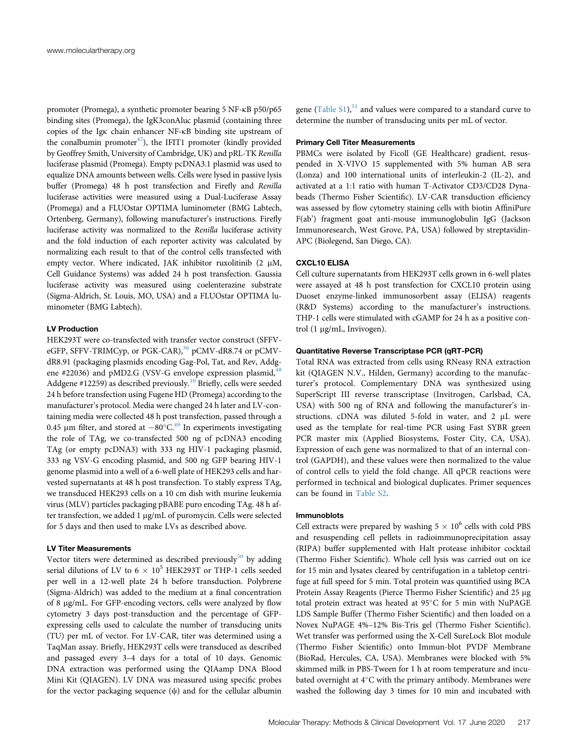promoter (Promega), a synthetic promoter bearing 5 NF-κB p50/p65 binding sites (Promega), the IgK3conAluc plasmid (containing three copies of the Igκ chain enhancer NF-κB binding site upstream of the conalbumin promoter[47]), the IFIT1 promoter (kindly provided by Geoffrey Smith, University of Cambridge, UK) and pRL-TK *Renilla* luciferase plasmid (Promega). Empty pcDNA3.1 plasmid was used to equalize DNA amounts between wells. Cells were lysed in passive lysis buffer (Promega) 48 h post transfection and Firefly and *Renilla* luciferase activities were measured using a Dual-Luciferase Assay (Promega) and a FLUOstar OPTIMA luminometer (BMG Labtech, Ortenberg, Germany), following manufacturer's instructions. Firefly luciferase activity was normalized to the *Renilla* luciferase activity and the fold induction of each reporter activity was calculated by normalizing each result to that of the control cells transfected with empty vector. Where indicated, JAK inhibitor ruxolitinib (2 μM, Cell Guidance Systems) was added 24 h post transfection. Gaussia luciferase activity was measured using coelenterazine substrate (Sigma-Aldrich, St. Louis, MO, USA) and a FLUOstar OPTIMA luminometer (BMG Labtech).

#### LV Production

HEK293T were co-transfected with transfer vector construct (SFFV-eGFP, SFFV-TRIMCyp, or PGK-CAR),[36] pCMV-dR8.74 or pCMV-dR8.91 (packaging plasmids encoding Gag-Pol, Tat, and Rev, Addgene #22036) and pMD2.G (VSV-G envelope expression plasmid,[48] Addgene #12259) as described previously.[10] Briefly, cells were seeded 24 h before transfection using Fugene HD (Promega) according to the manufacturer's protocol. Media were changed 24 h later and LV-containing media were collected 48 h post transfection, passed through a 0.45 μm filter, and stored at −80°C.[49] In experiments investigating the role of TAg, we co-transfected 500 ng of pcDNA3 encoding TAg (or empty pcDNA3) with 333 ng HIV-1 packaging plasmid, 333 ng VSV-G encoding plasmid, and 500 ng GFP bearing HIV-1 genome plasmid into a well of a 6-well plate of HEK293 cells and harvested supernatants at 48 h post transfection. To stably express TAg, we transduced HEK293 cells on a 10 cm dish with murine leukemia virus (MLV) particles packaging pBABE puro encoding TAg. 48 h after transfection, we added 1 μg/mL of puromycin. Cells were selected for 5 days and then used to make LVs as described above.

#### LV Titer Measurements

Vector titers were determined as described previously[50] by adding serial dilutions of LV to $6 \times 10^5$ HEK293T or THP-1 cells seeded per well in a 12-well plate 24 h before transduction. Polybrene (Sigma-Aldrich) was added to the medium at a final concentration of 8 μg/mL. For GFP-encoding vectors, cells were analyzed by flow cytometry 3 days post-transduction and the percentage of GFP-expressing cells used to calculate the number of transducing units (TU) per mL of vector. For LV-CAR, titer was determined using a TaqMan assay. Briefly, HEK293T cells were transduced as described and passaged every 3–4 days for a total of 10 days. Genomic DNA extraction was performed using the QIAamp DNA Blood Mini Kit (QIAGEN). LV DNA was measured using specific probes for the vector packaging sequence (ψ) and for the cellular albumin gene (Table S1),[51] and values were compared to a standard curve to determine the number of transducing units per mL of vector.

#### Primary Cell Titer Measurements

PBMCs were isolated by Ficoll (GE Healthcare) gradient, resuspended in X-VIVO 15 supplemented with 5% human AB sera (Lonza) and 100 international units of interleukin-2 (IL-2), and activated at a 1:1 ratio with human T-Activator CD3/CD28 Dynabeads (Thermo Fisher Scientific). LV-CAR transduction efficiency was assessed by flow cytometry staining cells with biotin AffiniPure F(ab') fragment goat anti-mouse immunoglobulin IgG (Jackson Immunoresearch, West Grove, PA, USA) followed by streptavidin-APC (Biolegend, San Diego, CA).

#### CXCL10 ELISA

Cell culture supernatants from HEK293T cells grown in 6-well plates were assayed at 48 h post transfection for CXCL10 protein using Duoset enzyme-linked immunosorbent assay (ELISA) reagents (R&D Systems) according to the manufacturer's instructions. THP-1 cells were stimulated with cGAMP for 24 h as a positive control (1 μg/mL, Invivogen).

#### Quantitative Reverse Transcriptase PCR (qRT-PCR)

Total RNA was extracted from cells using RNeasy RNA extraction kit (QIAGEN N.V., Hilden, Germany) according to the manufacturer's protocol. Complementary DNA was synthesized using SuperScript III reverse transcriptase (Invitrogen, Carlsbad, CA, USA) with 500 ng of RNA and following the manufacturer's instructions. cDNA was diluted 5-fold in water, and 2 μL were used as the template for real-time PCR using Fast SYBR green PCR master mix (Applied Biosystems, Foster City, CA, USA). Expression of each gene was normalized to that of an internal control (GAPDH), and these values were then normalized to the value of control cells to yield the fold change. All qPCR reactions were performed in technical and biological duplicates. Primer sequences can be found in Table S2.

#### Immunoblots

Cell extracts were prepared by washing $5 \times 10^6$ cells with cold PBS and resuspending cell pellets in radioimmunoprecipitation assay (RIPA) buffer supplemented with Halt protease inhibitor cocktail (Thermo Fisher Scientific). Whole cell lysis was carried out on ice for 15 min and lysates cleared by centrifugation in a tabletop centrifuge at full speed for 5 min. Total protein was quantified using BCA Protein Assay Reagents (Pierce Thermo Fisher Scientific) and 25 μg total protein extract was heated at 95°C for 5 min with NuPAGE LDS Sample Buffer (Thermo Fisher Scientific) and then loaded on a Novex NuPAGE 4%–12% Bis-Tris gel (Thermo Fisher Scientific). Wet transfer was performed using the X-Cell SureLock Blot module (Thermo Fisher Scientific) onto Immun-blot PVDF Membrane (BioRad, Hercules, CA, USA). Membranes were blocked with 5% skimmed milk in PBS-Tween for 1 h at room temperature and incubated overnight at 4°C with the primary antibody. Membranes were washed the following day 3 times for 10 min and incubated with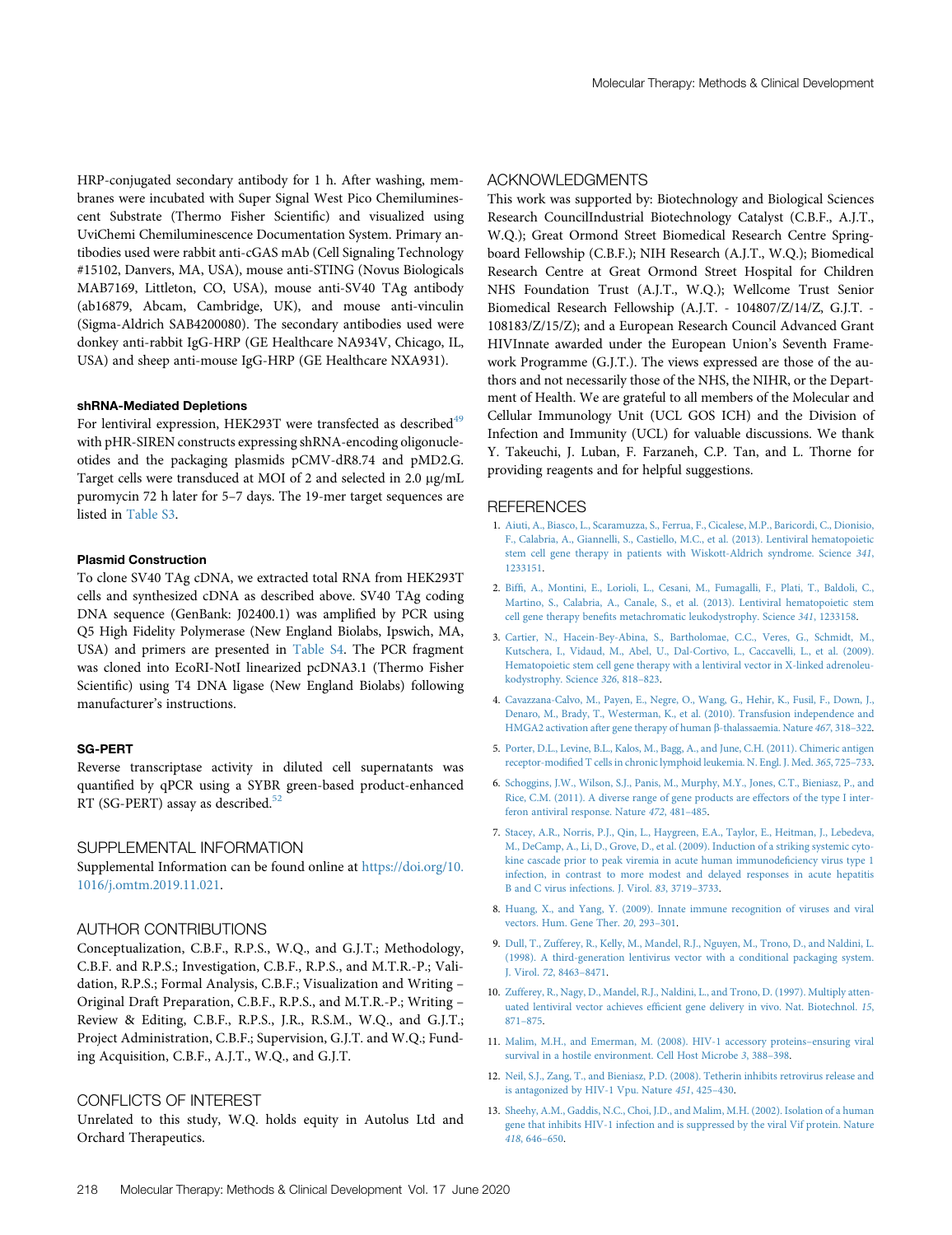HRP-conjugated secondary antibody for 1 h. After washing, membranes were incubated with Super Signal West Pico Chemiluminescent Substrate (Thermo Fisher Scientific) and visualized using UviChemi Chemiluminescence Documentation System. Primary antibodies used were rabbit anti-cGAS mAb (Cell Signaling Technology #15102, Danvers, MA, USA), mouse anti-STING (Novus Biologicals MAB7169, Littleton, CO, USA), mouse anti-SV40 TAg antibody (ab16879, Abcam, Cambridge, UK), and mouse anti-vinculin (Sigma-Aldrich SAB4200080). The secondary antibodies used were donkey anti-rabbit IgG-HRP (GE Healthcare NA934V, Chicago, IL, USA) and sheep anti-mouse IgG-HRP (GE Healthcare NXA931).

#### shRNA-Mediated Depletions

For lentiviral expression, HEK293T were transfected as described[49] with pHR-SIREN constructs expressing shRNA-encoding oligonucleotides and the packaging plasmids pCMV-dR8.74 and pMD2.G. Target cells were transduced at MOI of 2 and selected in 2.0 μg/mL puromycin 72 h later for 5–7 days. The 19-mer target sequences are listed in Table S3.

#### Plasmid Construction

To clone SV40 TAg cDNA, we extracted total RNA from HEK293T cells and synthesized cDNA as described above. SV40 TAg coding DNA sequence (GenBank: J02400.1) was amplified by PCR using Q5 High Fidelity Polymerase (New England Biolabs, Ipswich, MA, USA) and primers are presented in Table S4. The PCR fragment was cloned into EcoRI-NotI linearized pcDNA3.1 (Thermo Fisher Scientific) using T4 DNA ligase (New England Biolabs) following manufacturer's instructions.

#### SG-PERT

Reverse transcriptase activity in diluted cell supernatants was quantified by qPCR using a SYBR green-based product-enhanced RT (SG-PERT) assay as described.[52]

## SUPPLEMENTAL INFORMATION

Supplemental Information can be found online at https://doi.org/10.1016/j.omtm.2019.11.021.

## AUTHOR CONTRIBUTIONS

Conceptualization, C.B.F., R.P.S., W.Q., and G.J.T.; Methodology, C.B.F. and R.P.S.; Investigation, C.B.F., R.P.S., and M.T.R.-P.; Validation, R.P.S.; Formal Analysis, C.B.F.; Visualization and Writing – Original Draft Preparation, C.B.F., R.P.S., and M.T.R.-P.; Writing – Review & Editing, C.B.F., R.P.S., J.R., R.S.M., W.Q., and G.J.T.; Project Administration, C.B.F.; Supervision, G.J.T. and W.Q.; Funding Acquisition, C.B.F., A.J.T., W.Q., and G.J.T.

## CONFLICTS OF INTEREST

Unrelated to this study, W.Q. holds equity in Autolus Ltd and Orchard Therapeutics.

## ACKNOWLEDGMENTS

This work was supported by: Biotechnology and Biological Sciences Research CouncilIndustrial Biotechnology Catalyst (C.B.F., A.J.T., W.Q.); Great Ormond Street Biomedical Research Centre Springboard Fellowship (C.B.F.); NIH Research (A.J.T., W.Q.); Biomedical Research Centre at Great Ormond Street Hospital for Children NHS Foundation Trust (A.J.T., W.Q.); Wellcome Trust Senior Biomedical Research Fellowship (A.J.T. - 104807/Z/14/Z, G.J.T. - 108183/Z/15/Z); and a European Research Council Advanced Grant HIVInnate awarded under the European Union's Seventh Framework Programme (G.J.T.). The views expressed are those of the authors and not necessarily those of the NHS, the NIHR, or the Department of Health. We are grateful to all members of the Molecular and Cellular Immunology Unit (UCL GOS ICH) and the Division of Infection and Immunity (UCL) for valuable discussions. We thank Y. Takeuchi, J. Luban, F. Farzaneh, C.P. Tan, and L. Thorne for providing reagents and for helpful suggestions.

## REFERENCES

1. Aiuti, A., Biasco, L., Scaramuzza, S., Ferrua, F., Cicalese, M.P., Baricordi, C., Dionisio, F., Calabria, A., Giannelli, S., Castiello, M.C., et al. (2013). Lentiviral hematopoietic stem cell gene therapy in patients with Wiskott-Aldrich syndrome. Science *341*, 1233151.
2. Biffi, A., Montini, E., Lorioli, L., Cesani, M., Fumagalli, F., Plati, T., Baldoli, C., Martino, S., Calabria, A., Canale, S., et al. (2013). Lentiviral hematopoietic stem cell gene therapy benefits metachromatic leukodystrophy. Science *341*, 1233158.
3. Cartier, N., Hacein-Bey-Abina, S., Bartholomae, C.C., Veres, G., Schmidt, M., Kutschera, I., Vidaud, M., Abel, U., Dal-Cortivo, L., Caccavelli, L., et al. (2009). Hematopoietic stem cell gene therapy with a lentiviral vector in X-linked adrenoleukodystrophy. Science *326*, 818–823.
4. Cavazzana-Calvo, M., Payen, E., Negre, O., Wang, G., Hehir, K., Fusil, F., Down, J., Denaro, M., Brady, T., Westerman, K., et al. (2010). Transfusion independence and HMGA2 activation after gene therapy of human β-thalassaemia. Nature *467*, 318–322.
5. Porter, D.L., Levine, B.L., Kalos, M., Bagg, A., and June, C.H. (2011). Chimeric antigen receptor-modified T cells in chronic lymphoid leukemia. N. Engl. J. Med. *365*, 725–733.
6. Schoggins, J.W., Wilson, S.J., Panis, M., Murphy, M.Y., Jones, C.T., Bieniasz, P., and Rice, C.M. (2011). A diverse range of gene products are effectors of the type I interferon antiviral response. Nature *472*, 481–485.
7. Stacey, A.R., Norris, P.J., Qin, L., Haygreen, E.A., Taylor, E., Heitman, J., Lebedeva, M., DeCamp, A., Li, D., Grove, D., et al. (2009). Induction of a striking systemic cytokine cascade prior to peak viremia in acute human immunodeficiency virus type 1 infection, in contrast to more modest and delayed responses in acute hepatitis B and C virus infections. J. Virol. *83*, 3719–3733.
8. Huang, X., and Yang, Y. (2009). Innate immune recognition of viruses and viral vectors. Hum. Gene Ther. *20*, 293–301.
9. Dull, T., Zufferey, R., Kelly, M., Mandel, R.J., Nguyen, M., Trono, D., and Naldini, L. (1998). A third-generation lentivirus vector with a conditional packaging system. J. Virol. *72*, 8463–8471.
10. Zufferey, R., Nagy, D., Mandel, R.J., Naldini, L., and Trono, D. (1997). Multiply attenuated lentiviral vector achieves efficient gene delivery in vivo. Nat. Biotechnol. *15*, 871–875.
11. Malim, M.H., and Emerman, M. (2008). HIV-1 accessory proteins–ensuring viral survival in a hostile environment. Cell Host Microbe *3*, 388–398.
12. Neil, S.J., Zang, T., and Bieniasz, P.D. (2008). Tetherin inhibits retrovirus release and is antagonized by HIV-1 Vpu. Nature *451*, 425–430.
13. Sheehy, A.M., Gaddis, N.C., Choi, J.D., and Malim, M.H. (2002). Isolation of a human gene that inhibits HIV-1 infection and is suppressed by the viral Vif protein. Nature *418*, 646–650.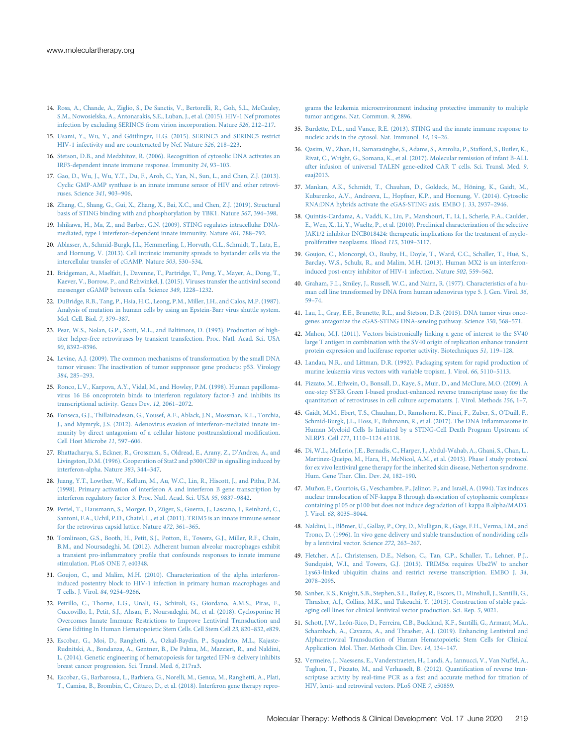14. Rosa, A., Chande, A., Ziglio, S., De Sanctis, V., Bertorelli, R., Goh, S.L., McCauley, S.M., Nowosielska, A., Antonarakis, S.E., Luban, J., et al. (2015). HIV-1 Nef promotes infection by excluding SERINC5 from virion incorporation. Nature *526*, 212–217.
15. Usami, Y., Wu, Y., and Göttlinger, H.G. (2015). SERINC3 and SERINC5 restrict HIV-1 infectivity and are counteracted by Nef. Nature *526*, 218–223.
16. Stetson, D.B., and Medzhitov, R. (2006). Recognition of cytosolic DNA activates an IRF3-dependent innate immune response. Immunity *24*, 93–103.
17. Gao, D., Wu, J., Wu, Y.T., Du, F., Aroh, C., Yan, N., Sun, L., and Chen, Z.J. (2013). Cyclic GMP-AMP synthase is an innate immune sensor of HIV and other retroviruses. Science *341*, 903–906.
18. Zhang, C., Shang, G., Gui, X., Zhang, X., Bai, X.C., and Chen, Z.J. (2019). Structural basis of STING binding with and phosphorylation by TBK1. Nature *567*, 394–398.
19. Ishikawa, H., Ma, Z., and Barber, G.N. (2009). STING regulates intracellular DNA-mediated, type I interferon-dependent innate immunity. Nature *461*, 788–792.
20. Ablasser, A., Schmid-Burgk, J.L., Hemmerling, I., Horvath, G.L., Schmidt, T., Latz, E., and Hornung, V. (2013). Cell intrinsic immunity spreads to bystander cells via the intercellular transfer of cGAMP. Nature *503*, 530–534.
21. Bridgeman, A., Maelfait, J., Davenne, T., Partridge, T., Peng, Y., Mayer, A., Dong, T., Kaever, V., Borrow, P., and Rehwinkel, J. (2015). Viruses transfer the antiviral second messenger cGAMP between cells. Science *349*, 1228–1232.
22. DuBridge, R.B., Tang, P., Hsia, H.C., Leong, P.M., Miller, J.H., and Calos, M.P. (1987). Analysis of mutation in human cells by using an Epstein-Barr virus shuttle system. Mol. Cell. Biol. *7*, 379–387.
23. Pear, W.S., Nolan, G.P., Scott, M.L., and Baltimore, D. (1993). Production of high-titer helper-free retroviruses by transient transfection. Proc. Natl. Acad. Sci. USA *90*, 8392–8396.
24. Levine, A.J. (2009). The common mechanisms of transformation by the small DNA tumor viruses: The inactivation of tumor suppressor gene products: p53. Virology *384*, 285–293.
25. Ronco, L.V., Karpova, A.Y., Vidal, M., and Howley, P.M. (1998). Human papillomavirus 16 E6 oncoprotein binds to interferon regulatory factor-3 and inhibits its transcriptional activity. Genes Dev. *12*, 2061–2072.
26. Fonseca, G.J., Thillainadesan, G., Yousef, A.F., Ablack, J.N., Mossman, K.L., Torchia, J., and Mymryk, J.S. (2012). Adenovirus evasion of interferon-mediated innate immunity by direct antagonism of a cellular histone posttranslational modification. Cell Host Microbe *11*, 597–606.
27. Bhattacharya, S., Eckner, R., Grossman, S., Oldread, E., Arany, Z., D'Andrea, A., and Livingston, D.M. (1996). Cooperation of Stat2 and p300/CBP in signalling induced by interferon-alpha. Nature *383*, 344–347.
28. Juang, Y.T., Lowther, W., Kellum, M., Au, W.C., Lin, R., Hiscott, J., and Pitha, P.M. (1998). Primary activation of interferon A and interferon B gene transcription by interferon regulatory factor 3. Proc. Natl. Acad. Sci. USA *95*, 9837–9842.
29. Pertel, T., Hausmann, S., Morger, D., Züger, S., Guerra, J., Lascano, J., Reinhard, C., Santoni, F.A., Uchil, P.D., Chatel, L., et al. (2011). TRIM5 is an innate immune sensor for the retrovirus capsid lattice. Nature *472*, 361–365.
30. Tomlinson, G.S., Booth, H., Petit, S.J., Potton, E., Towers, G.J., Miller, R.F., Chain, B.M., and Noursadeghi, M. (2012). Adherent human alveolar macrophages exhibit a transient pro-inflammatory profile that confounds responses to innate immune stimulation. PLoS ONE *7*, e40348.
31. Goujon, C., and Malim, M.H. (2010). Characterization of the alpha interferon-induced postentry block to HIV-1 infection in primary human macrophages and T cells. J. Virol. *84*, 9254–9266.
32. Petrillo, C., Thorne, L.G., Unali, G., Schiroli, G., Giordano, A.M.S., Piras, F., Cuccovillo, I., Petit, S.J., Ahsan, F., Noursadeghi, M., et al. (2018). Cyclosporine H Overcomes Innate Immune Restrictions to Improve Lentiviral Transduction and Gene Editing In Human Hematopoietic Stem Cells. Cell Stem Cell *23*, 820–832, e829.
33. Escobar, G., Moi, D., Ranghetti, A., Ozkal-Baydin, P., Squadrito, M.L., Kajaste-Rudnitski, A., Bondanza, A., Gentner, B., De Palma, M., Mazzieri, R., and Naldini, L. (2014). Genetic engineering of hematopoiesis for targeted IFN-α delivery inhibits breast cancer progression. Sci. Transl. Med. *6*, 217ra3.
34. Escobar, G., Barbarossa, L., Barbiera, G., Norelli, M., Genua, M., Ranghetti, A., Plati, T., Camisa, B., Brombin, C., Cittaro, D., et al. (2018). Interferon gene therapy reprograms the leukemia microenvironment inducing protective immunity to multiple tumor antigens. Nat. Commun. *9*, 2896.
35. Burdette, D.L., and Vance, R.E. (2013). STING and the innate immune response to nucleic acids in the cytosol. Nat. Immunol. *14*, 19–26.
36. Qasim, W., Zhan, H., Samarasinghe, S., Adams, S., Amrolia, P., Stafford, S., Butler, K., Rivat, C., Wright, G., Somana, K., et al. (2017). Molecular remission of infant B-ALL after infusion of universal TALEN gene-edited CAR T cells. Sci. Transl. Med. *9*, eaaj2013.
37. Mankan, A.K., Schmidt, T., Chauhan, D., Goldeck, M., Höning, K., Gaidt, M., Kubarenko, A.V., Andreeva, L., Hopfner, K.P., and Hornung, V. (2014). Cytosolic RNA:DNA hybrids activate the cGAS-STING axis. EMBO J. *33*, 2937–2946.
38. Quintás-Cardama, A., Vaddi, K., Liu, P., Manshouri, T., Li, J., Scherle, P.A., Caulder, E., Wen, X., Li, Y., Waeltz, P., et al. (2010). Preclinical characterization of the selective JAK1/2 inhibitor INCB018424: therapeutic implications for the treatment of myeloproliferative neoplasms. Blood *115*, 3109–3117.
39. Goujon, C., Moncorgé, O., Bauby, H., Doyle, T., Ward, C.C., Schaller, T., Hué, S., Barclay, W.S., Schulz, R., and Malim, M.H. (2013). Human MX2 is an interferon-induced post-entry inhibitor of HIV-1 infection. Nature *502*, 559–562.
40. Graham, F.L., Smiley, J., Russell, W.C., and Nairn, R. (1977). Characteristics of a human cell line transformed by DNA from human adenovirus type 5. J. Gen. Virol. *36*, 59–74.
41. Lau, L., Gray, E.E., Brunette, R.L., and Stetson, D.B. (2015). DNA tumor virus oncogenes antagonize the cGAS-STING DNA-sensing pathway. Science *350*, 568–571.
42. Mahon, M.J. (2011). Vectors bicistronically linking a gene of interest to the SV40 large T antigen in combination with the SV40 origin of replication enhance transient protein expression and luciferase reporter activity. Biotechniques *51*, 119–128.
43. Landau, N.R., and Littman, D.R. (1992). Packaging system for rapid production of murine leukemia virus vectors with variable tropism. J. Virol. *66*, 5110–5113.
44. Pizzato, M., Erlwein, O., Bonsall, D., Kaye, S., Muir, D., and McClure, M.O. (2009). A one-step SYBR Green I-based product-enhanced reverse transcriptase assay for the quantitation of retroviruses in cell culture supernatants. J. Virol. Methods *156*, 1–7.
45. Gaidt, M.M., Ebert, T.S., Chauhan, D., Ramshorn, K., Pinci, F., Zuber, S., O'Duill, F., Schmid-Burgk, J.L., Hoss, F., Buhmann, R., et al. (2017). The DNA Inflammasome in Human Myeloid Cells Is Initiated by a STING-Cell Death Program Upstream of NLRP3. Cell *171*, 1110–1124 e1118.
46. Di, W.L., Mellerio, J.E., Bernadis, C., Harper, J., Abdul-Wahab, A., Ghani, S., Chan, L., Martinez-Queipo, M., Hara, H., McNicol, A.M., et al. (2013). Phase I study protocol for ex vivo lentiviral gene therapy for the inherited skin disease, Netherton syndrome. Hum. Gene Ther. Clin. Dev. *24*, 182–190.
47. Muñoz, E., Courtois, G., Veschambre, P., Jalinot, P., and Israël, A. (1994). Tax induces nuclear translocation of NF-kappa B through dissociation of cytoplasmic complexes containing p105 or p100 but does not induce degradation of I kappa B alpha/MAD3. J. Virol. *68*, 8035–8044.
48. Naldini, L., Blömer, U., Gallay, P., Ory, D., Mulligan, R., Gage, F.H., Verma, I.M., and Trono, D. (1996). In vivo gene delivery and stable transduction of nondividing cells by a lentiviral vector. Science *272*, 263–267.
49. Fletcher, A.J., Christensen, D.E., Nelson, C., Tan, C.P., Schaller, T., Lehner, P.J., Sundquist, W.I., and Towers, G.J. (2015). TRIM5α requires Ube2W to anchor Lys63-linked ubiquitin chains and restrict reverse transcription. EMBO J. *34*, 2078–2095.
50. Sanber, K.S., Knight, S.B., Stephen, S.L., Bailey, R., Escors, D., Minshull, J., Santilli, G., Thrasher, A.J., Collins, M.K., and Takeuchi, Y. (2015). Construction of stable packaging cell lines for clinical lentiviral vector production. Sci. Rep. *5*, 9021.
51. Schott, J.W., León-Rico, D., Ferreira, C.B., Buckland, K.F., Santilli, G., Armant, M.A., Schambach, A., Cavazza, A., and Thrasher, A.J. (2019). Enhancing Lentiviral and Alpharetroviral Transduction of Human Hematopoietic Stem Cells for Clinical Application. Mol. Ther. Methods Clin. Dev. *14*, 134–147.
52. Vermeire, J., Naessens, E., Vanderstraeten, H., Landi, A., Iannucci, V., Van Nuffel, A., Taghon, T., Pizzato, M., and Verhasselt, B. (2012). Quantification of reverse transcriptase activity by real-time PCR as a fast and accurate method for titration of HIV, lenti- and retroviral vectors. PLoS ONE *7*, e50859.